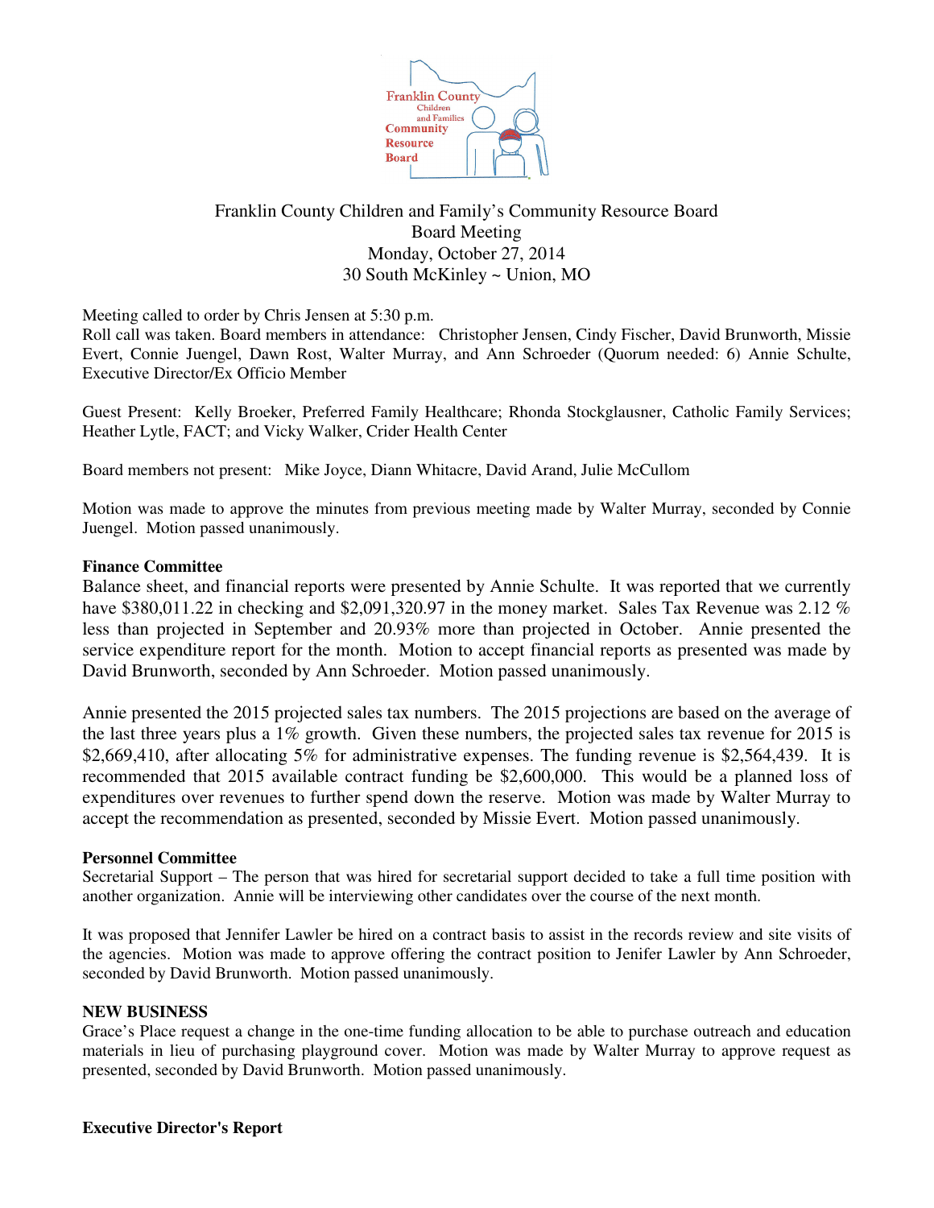Franklin County Children and Family's Community Resource Board
Board Meeting
Monday, October 27, 2014
30 South McKinley ~ Union, MO

Meeting called to order by Chris Jensen at 5:30 p.m.
Roll call was taken. Board members in attendance: Christopher Jensen, Cindy Fischer, David Brunworth, Missie Evert, Connie Juengel, Dawn Rost, Walter Murray, and Ann Schroeder (Quorum needed: 6) Annie Schulte, Executive Director/Ex Officio Member

Guest Present: Kelly Broeker, Preferred Family Healthcare; Rhonda Stockglausner, Catholic Family Services; Heather Lytle, FACT; and Vicky Walker, Crider Health Center

Board members not present: Mike Joyce, Diann Whitacre, David Arand, Julie McCullom

Motion was made to approve the minutes from previous meeting made by Walter Murray, seconded by Connie Juengel. Motion passed unanimously.

**Finance Committee**
Balance sheet, and financial reports were presented by Annie Schulte. It was reported that we currently have $380,011.22 in checking and $2,091,320.97 in the money market. Sales Tax Revenue was 2.12 % less than projected in September and 20.93% more than projected in October. Annie presented the service expenditure report for the month. Motion to accept financial reports as presented was made by David Brunworth, seconded by Ann Schroeder. Motion passed unanimously.

Annie presented the 2015 projected sales tax numbers. The 2015 projections are based on the average of the last three years plus a 1% growth. Given these numbers, the projected sales tax revenue for 2015 is $2,669,410, after allocating 5% for administrative expenses. The funding revenue is $2,564,439. It is recommended that 2015 available contract funding be $2,600,000. This would be a planned loss of expenditures over revenues to further spend down the reserve. Motion was made by Walter Murray to accept the recommendation as presented, seconded by Missie Evert. Motion passed unanimously.

**Personnel Committee**
Secretarial Support – The person that was hired for secretarial support decided to take a full time position with another organization. Annie will be interviewing other candidates over the course of the next month.

It was proposed that Jennifer Lawler be hired on a contract basis to assist in the records review and site visits of the agencies. Motion was made to approve offering the contract position to Jenifer Lawler by Ann Schroeder, seconded by David Brunworth. Motion passed unanimously.

**NEW BUSINESS**
Grace's Place request a change in the one-time funding allocation to be able to purchase outreach and education materials in lieu of purchasing playground cover. Motion was made by Walter Murray to approve request as presented, seconded by David Brunworth. Motion passed unanimously.

**Executive Director's Report**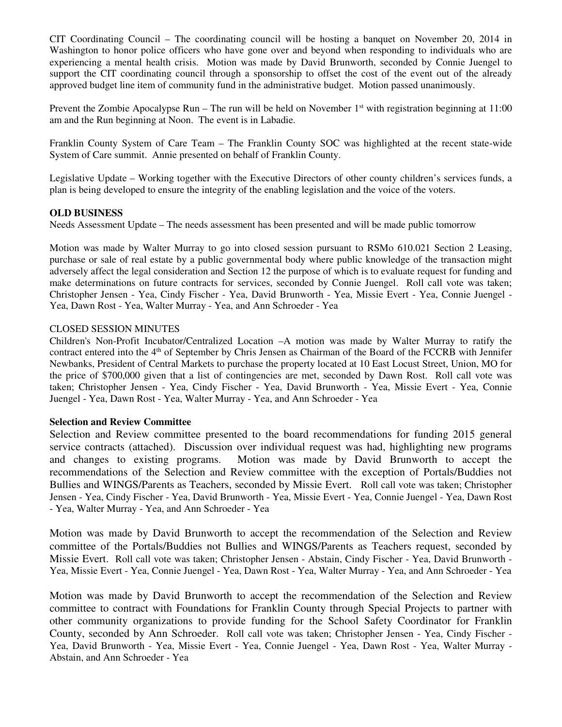CIT Coordinating Council – The coordinating council will be hosting a banquet on November 20, 2014 in Washington to honor police officers who have gone over and beyond when responding to individuals who are experiencing a mental health crisis. Motion was made by David Brunworth, seconded by Connie Juengel to support the CIT coordinating council through a sponsorship to offset the cost of the event out of the already approved budget line item of community fund in the administrative budget. Motion passed unanimously.

Prevent the Zombie Apocalypse Run – The run will be held on November 1st with registration beginning at 11:00 am and the Run beginning at Noon. The event is in Labadie.

Franklin County System of Care Team – The Franklin County SOC was highlighted at the recent state-wide System of Care summit. Annie presented on behalf of Franklin County.

Legislative Update – Working together with the Executive Directors of other county children's services funds, a plan is being developed to ensure the integrity of the enabling legislation and the voice of the voters.

**OLD BUSINESS**

Needs Assessment Update – The needs assessment has been presented and will be made public tomorrow

Motion was made by Walter Murray to go into closed session pursuant to RSMo 610.021 Section 2 Leasing, purchase or sale of real estate by a public governmental body where public knowledge of the transaction might adversely affect the legal consideration and Section 12 the purpose of which is to evaluate request for funding and make determinations on future contracts for services, seconded by Connie Juengel. Roll call vote was taken; Christopher Jensen - Yea, Cindy Fischer - Yea, David Brunworth - Yea, Missie Evert - Yea, Connie Juengel - Yea, Dawn Rost - Yea, Walter Murray - Yea, and Ann Schroeder - Yea

CLOSED SESSION MINUTES

Children's Non-Profit Incubator/Centralized Location –A motion was made by Walter Murray to ratify the contract entered into the 4th of September by Chris Jensen as Chairman of the Board of the FCCRB with Jennifer Newbanks, President of Central Markets to purchase the property located at 10 East Locust Street, Union, MO for the price of $700,000 given that a list of contingencies are met, seconded by Dawn Rost. Roll call vote was taken; Christopher Jensen - Yea, Cindy Fischer - Yea, David Brunworth - Yea, Missie Evert - Yea, Connie Juengel - Yea, Dawn Rost - Yea, Walter Murray - Yea, and Ann Schroeder - Yea

**Selection and Review Committee**

Selection and Review committee presented to the board recommendations for funding 2015 general service contracts (attached). Discussion over individual request was had, highlighting new programs and changes to existing programs. Motion was made by David Brunworth to accept the recommendations of the Selection and Review committee with the exception of Portals/Buddies not Bullies and WINGS/Parents as Teachers, seconded by Missie Evert. Roll call vote was taken; Christopher Jensen - Yea, Cindy Fischer - Yea, David Brunworth - Yea, Missie Evert - Yea, Connie Juengel - Yea, Dawn Rost - Yea, Walter Murray - Yea, and Ann Schroeder - Yea

Motion was made by David Brunworth to accept the recommendation of the Selection and Review committee of the Portals/Buddies not Bullies and WINGS/Parents as Teachers request, seconded by Missie Evert. Roll call vote was taken; Christopher Jensen - Abstain, Cindy Fischer - Yea, David Brunworth - Yea, Missie Evert - Yea, Connie Juengel - Yea, Dawn Rost - Yea, Walter Murray - Yea, and Ann Schroeder - Yea

Motion was made by David Brunworth to accept the recommendation of the Selection and Review committee to contract with Foundations for Franklin County through Special Projects to partner with other community organizations to provide funding for the School Safety Coordinator for Franklin County, seconded by Ann Schroeder. Roll call vote was taken; Christopher Jensen - Yea, Cindy Fischer - Yea, David Brunworth - Yea, Missie Evert - Yea, Connie Juengel - Yea, Dawn Rost - Yea, Walter Murray - Abstain, and Ann Schroeder - Yea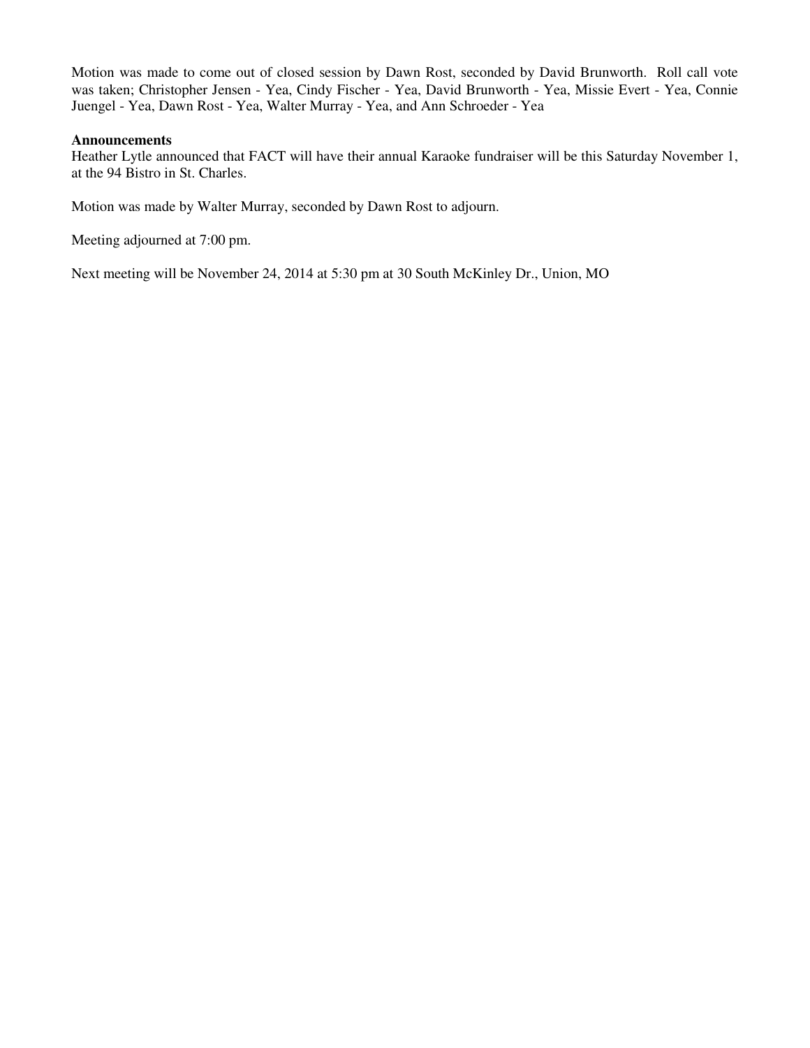Motion was made to come out of closed session by Dawn Rost, seconded by David Brunworth. Roll call vote was taken; Christopher Jensen - Yea, Cindy Fischer - Yea, David Brunworth - Yea, Missie Evert - Yea, Connie Juengel - Yea, Dawn Rost - Yea, Walter Murray - Yea, and Ann Schroeder - Yea

**Announcements**
Heather Lytle announced that FACT will have their annual Karaoke fundraiser will be this Saturday November 1, at the 94 Bistro in St. Charles.

Motion was made by Walter Murray, seconded by Dawn Rost to adjourn.

Meeting adjourned at 7:00 pm.

Next meeting will be November 24, 2014 at 5:30 pm at 30 South McKinley Dr., Union, MO